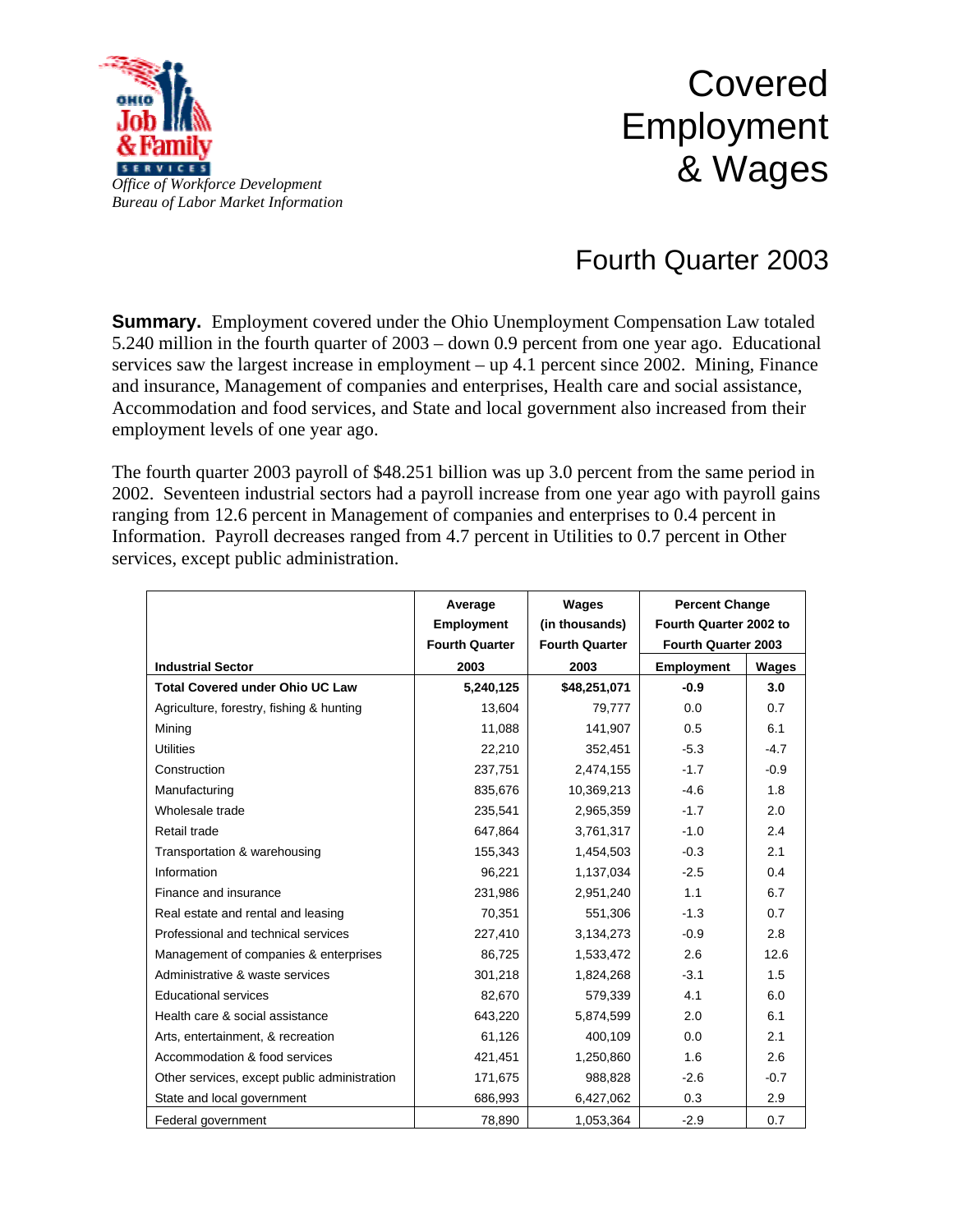*Office of Workforce Development*
*Bureau of Labor Market Information*

# Covered Employment & Wages

## Fourth Quarter 2003

**Summary.** Employment covered under the Ohio Unemployment Compensation Law totaled 5.240 million in the fourth quarter of 2003 – down 0.9 percent from one year ago. Educational services saw the largest increase in employment – up 4.1 percent since 2002. Mining, Finance and insurance, Management of companies and enterprises, Health care and social assistance, Accommodation and food services, and State and local government also increased from their employment levels of one year ago.

The fourth quarter 2003 payroll of $48.251 billion was up 3.0 percent from the same period in 2002. Seventeen industrial sectors had a payroll increase from one year ago with payroll gains ranging from 12.6 percent in Management of companies and enterprises to 0.4 percent in Information. Payroll decreases ranged from 4.7 percent in Utilities to 0.7 percent in Other services, except public administration.

| Industrial Sector | Average Employment Fourth Quarter 2003 | Wages (in thousands) Fourth Quarter 2003 | Percent Change Fourth Quarter 2002 to Fourth Quarter 2003 | |
|---|---|---|---|---|
| | | | Employment | Wages |
| **Total Covered under Ohio UC Law** | **5,240,125** | **$48,251,071** | **-0.9** | **3.0** |
| Agriculture, forestry, fishing & hunting | 13,604 | 79,777 | 0.0 | 0.7 |
| Mining | 11,088 | 141,907 | 0.5 | 6.1 |
| Utilities | 22,210 | 352,451 | -5.3 | -4.7 |
| Construction | 237,751 | 2,474,155 | -1.7 | -0.9 |
| Manufacturing | 835,676 | 10,369,213 | -4.6 | 1.8 |
| Wholesale trade | 235,541 | 2,965,359 | -1.7 | 2.0 |
| Retail trade | 647,864 | 3,761,317 | -1.0 | 2.4 |
| Transportation & warehousing | 155,343 | 1,454,503 | -0.3 | 2.1 |
| Information | 96,221 | 1,137,034 | -2.5 | 0.4 |
| Finance and insurance | 231,986 | 2,951,240 | 1.1 | 6.7 |
| Real estate and rental and leasing | 70,351 | 551,306 | -1.3 | 0.7 |
| Professional and technical services | 227,410 | 3,134,273 | -0.9 | 2.8 |
| Management of companies & enterprises | 86,725 | 1,533,472 | 2.6 | 12.6 |
| Administrative & waste services | 301,218 | 1,824,268 | -3.1 | 1.5 |
| Educational services | 82,670 | 579,339 | 4.1 | 6.0 |
| Health care & social assistance | 643,220 | 5,874,599 | 2.0 | 6.1 |
| Arts, entertainment, & recreation | 61,126 | 400,109 | 0.0 | 2.1 |
| Accommodation & food services | 421,451 | 1,250,860 | 1.6 | 2.6 |
| Other services, except public administration | 171,675 | 988,828 | -2.6 | -0.7 |
| State and local government | 686,993 | 6,427,062 | 0.3 | 2.9 |
| Federal government | 78,890 | 1,053,364 | -2.9 | 0.7 |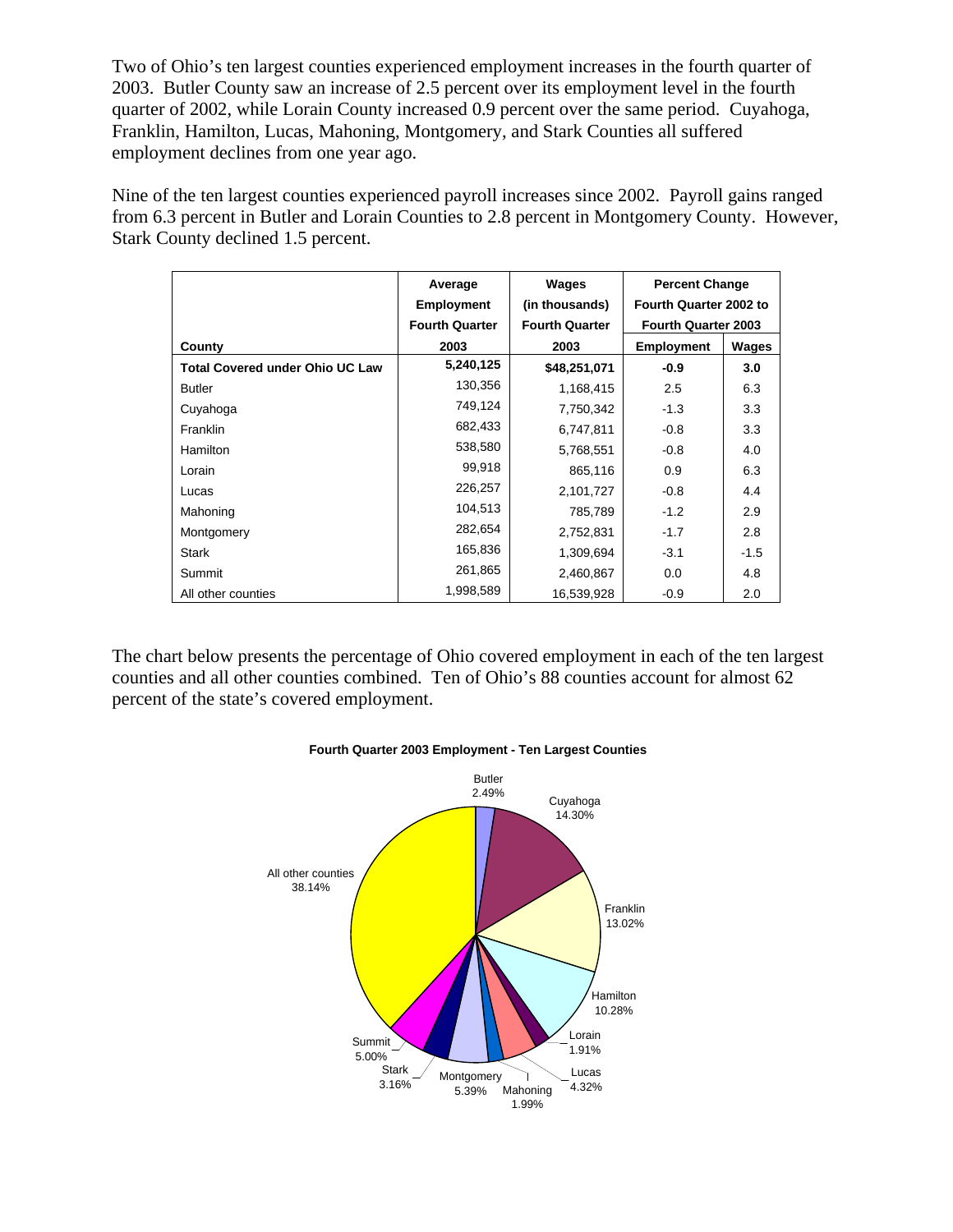Two of Ohio's ten largest counties experienced employment increases in the fourth quarter of 2003. Butler County saw an increase of 2.5 percent over its employment level in the fourth quarter of 2002, while Lorain County increased 0.9 percent over the same period. Cuyahoga, Franklin, Hamilton, Lucas, Mahoning, Montgomery, and Stark Counties all suffered employment declines from one year ago.

Nine of the ten largest counties experienced payroll increases since 2002. Payroll gains ranged from 6.3 percent in Butler and Lorain Counties to 2.8 percent in Montgomery County. However, Stark County declined 1.5 percent.

| County | Average Employment Fourth Quarter 2003 | Wages (in thousands) Fourth Quarter 2003 | Percent Change Fourth Quarter 2002 to Fourth Quarter 2003 | |
|---|---|---|---|---|
| | | | Employment | Wages |
| **Total Covered under Ohio UC Law** | **5,240,125** | **$48,251,071** | **-0.9** | **3.0** |
| Butler | 130,356 | 1,168,415 | 2.5 | 6.3 |
| Cuyahoga | 749,124 | 7,750,342 | -1.3 | 3.3 |
| Franklin | 682,433 | 6,747,811 | -0.8 | 3.3 |
| Hamilton | 538,580 | 5,768,551 | -0.8 | 4.0 |
| Lorain | 99,918 | 865,116 | 0.9 | 6.3 |
| Lucas | 226,257 | 2,101,727 | -0.8 | 4.4 |
| Mahoning | 104,513 | 785,789 | -1.2 | 2.9 |
| Montgomery | 282,654 | 2,752,831 | -1.7 | 2.8 |
| Stark | 165,836 | 1,309,694 | -3.1 | -1.5 |
| Summit | 261,865 | 2,460,867 | 0.0 | 4.8 |
| All other counties | 1,998,589 | 16,539,928 | -0.9 | 2.0 |

The chart below presents the percentage of Ohio covered employment in each of the ten largest counties and all other counties combined. Ten of Ohio's 88 counties account for almost 62 percent of the state's covered employment.

**Fourth Quarter 2003 Employment - Ten Largest Counties**

| County | Percent |
|---|---|
| Butler | 2.49% |
| Cuyahoga | 14.30% |
| Franklin | 13.02% |
| Hamilton | 10.28% |
| Lorain | 1.91% |
| Lucas | 4.32% |
| Mahoning | 1.99% |
| Montgomery | 5.39% |
| Stark | 3.16% |
| Summit | 5.00% |
| All other counties | 38.14% |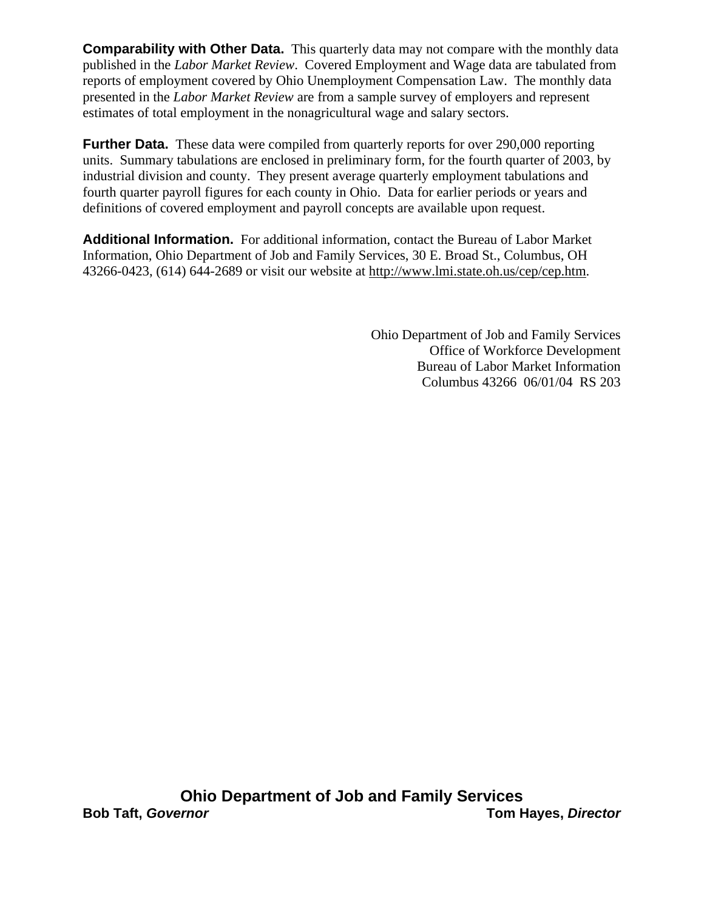**Comparability with Other Data.** This quarterly data may not compare with the monthly data published in the *Labor Market Review*. Covered Employment and Wage data are tabulated from reports of employment covered by Ohio Unemployment Compensation Law. The monthly data presented in the *Labor Market Review* are from a sample survey of employers and represent estimates of total employment in the nonagricultural wage and salary sectors.

**Further Data.** These data were compiled from quarterly reports for over 290,000 reporting units. Summary tabulations are enclosed in preliminary form, for the fourth quarter of 2003, by industrial division and county. They present average quarterly employment tabulations and fourth quarter payroll figures for each county in Ohio. Data for earlier periods or years and definitions of covered employment and payroll concepts are available upon request.

**Additional Information.** For additional information, contact the Bureau of Labor Market Information, Ohio Department of Job and Family Services, 30 E. Broad St., Columbus, OH 43266-0423, (614) 644-2689 or visit our website at http://www.lmi.state.oh.us/cep/cep.htm.

Ohio Department of Job and Family Services
Office of Workforce Development
Bureau of Labor Market Information
Columbus 43266 06/01/04 RS 203

**Ohio Department of Job and Family Services**

**Bob Taft, *Governor*** **Tom Hayes, *Director***